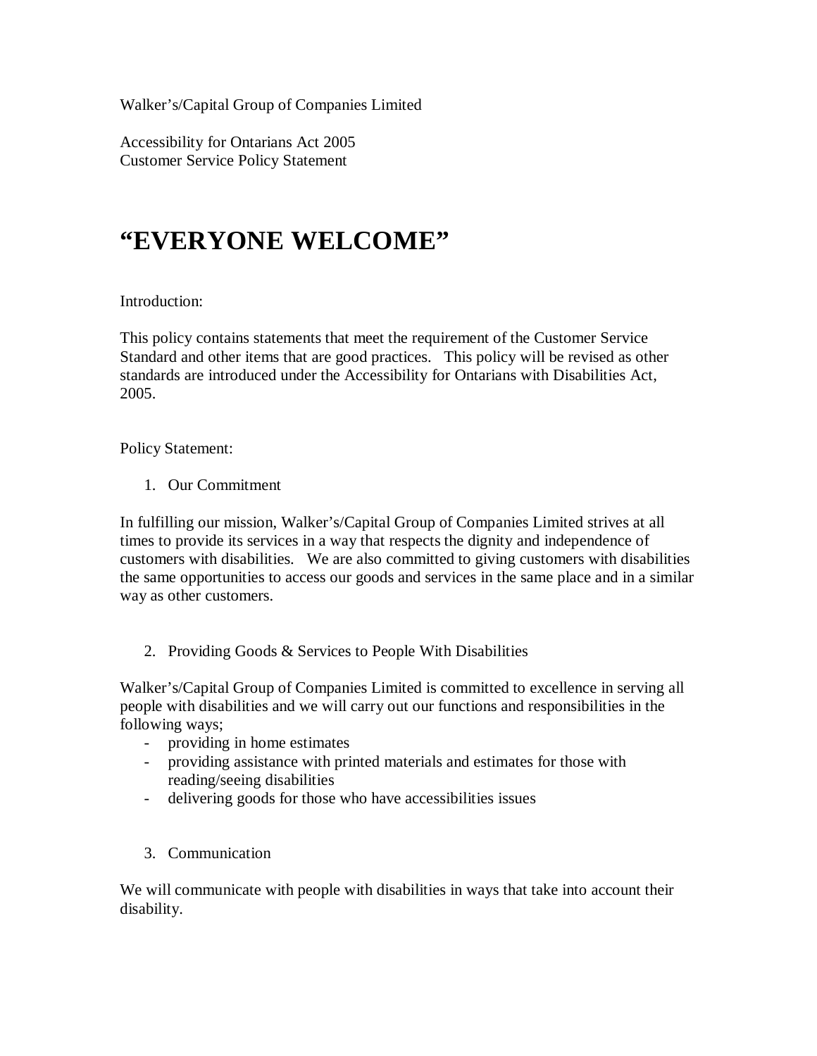Walker's/Capital Group of Companies Limited

Accessibility for Ontarians Act 2005
Customer Service Policy Statement

# "EVERYONE WELCOME"

Introduction:

This policy contains statements that meet the requirement of the Customer Service Standard and other items that are good practices. This policy will be revised as other standards are introduced under the Accessibility for Ontarians with Disabilities Act, 2005.

Policy Statement:

1. Our Commitment

In fulfilling our mission, Walker's/Capital Group of Companies Limited strives at all times to provide its services in a way that respects the dignity and independence of customers with disabilities. We are also committed to giving customers with disabilities the same opportunities to access our goods and services in the same place and in a similar way as other customers.

2. Providing Goods & Services to People With Disabilities

Walker's/Capital Group of Companies Limited is committed to excellence in serving all people with disabilities and we will carry out our functions and responsibilities in the following ways;

- providing in home estimates
- providing assistance with printed materials and estimates for those with reading/seeing disabilities
- delivering goods for those who have accessibilities issues

3. Communication

We will communicate with people with disabilities in ways that take into account their disability.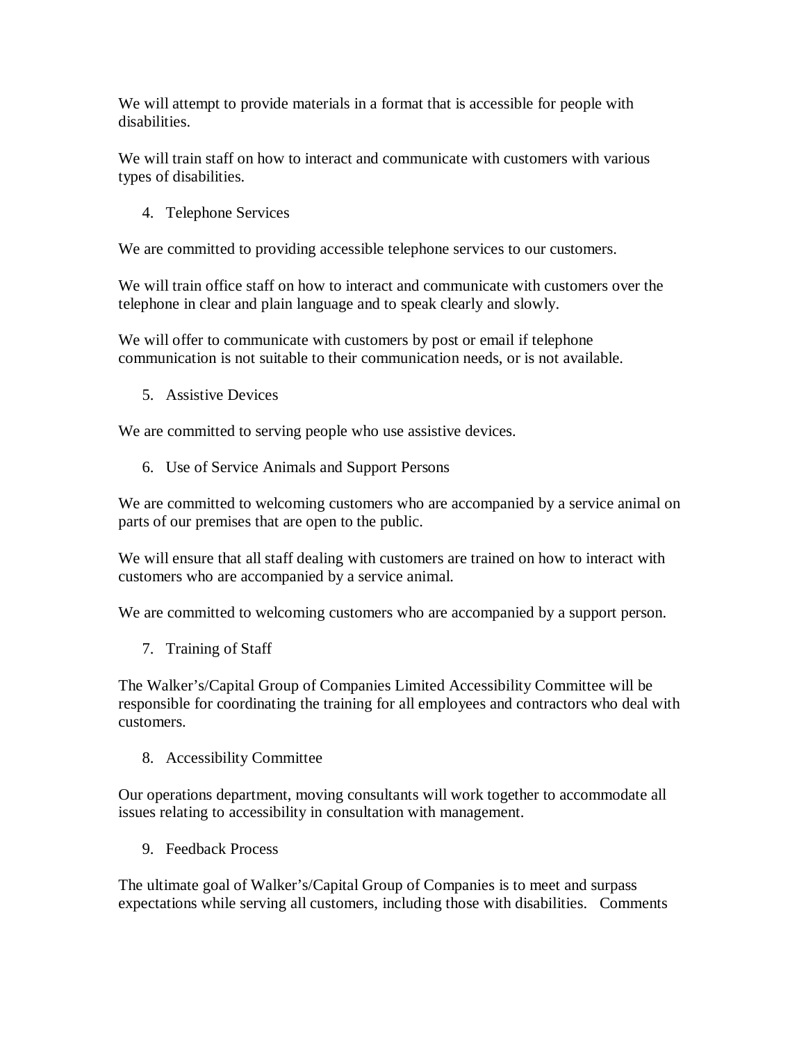We will attempt to provide materials in a format that is accessible for people with disabilities.

We will train staff on how to interact and communicate with customers with various types of disabilities.

4. Telephone Services

We are committed to providing accessible telephone services to our customers.

We will train office staff on how to interact and communicate with customers over the telephone in clear and plain language and to speak clearly and slowly.

We will offer to communicate with customers by post or email if telephone communication is not suitable to their communication needs, or is not available.

5. Assistive Devices

We are committed to serving people who use assistive devices.

6. Use of Service Animals and Support Persons

We are committed to welcoming customers who are accompanied by a service animal on parts of our premises that are open to the public.

We will ensure that all staff dealing with customers are trained on how to interact with customers who are accompanied by a service animal.

We are committed to welcoming customers who are accompanied by a support person.

7. Training of Staff

The Walker's/Capital Group of Companies Limited Accessibility Committee will be responsible for coordinating the training for all employees and contractors who deal with customers.

8. Accessibility Committee

Our operations department, moving consultants will work together to accommodate all issues relating to accessibility in consultation with management.

9. Feedback Process

The ultimate goal of Walker's/Capital Group of Companies is to meet and surpass expectations while serving all customers, including those with disabilities. Comments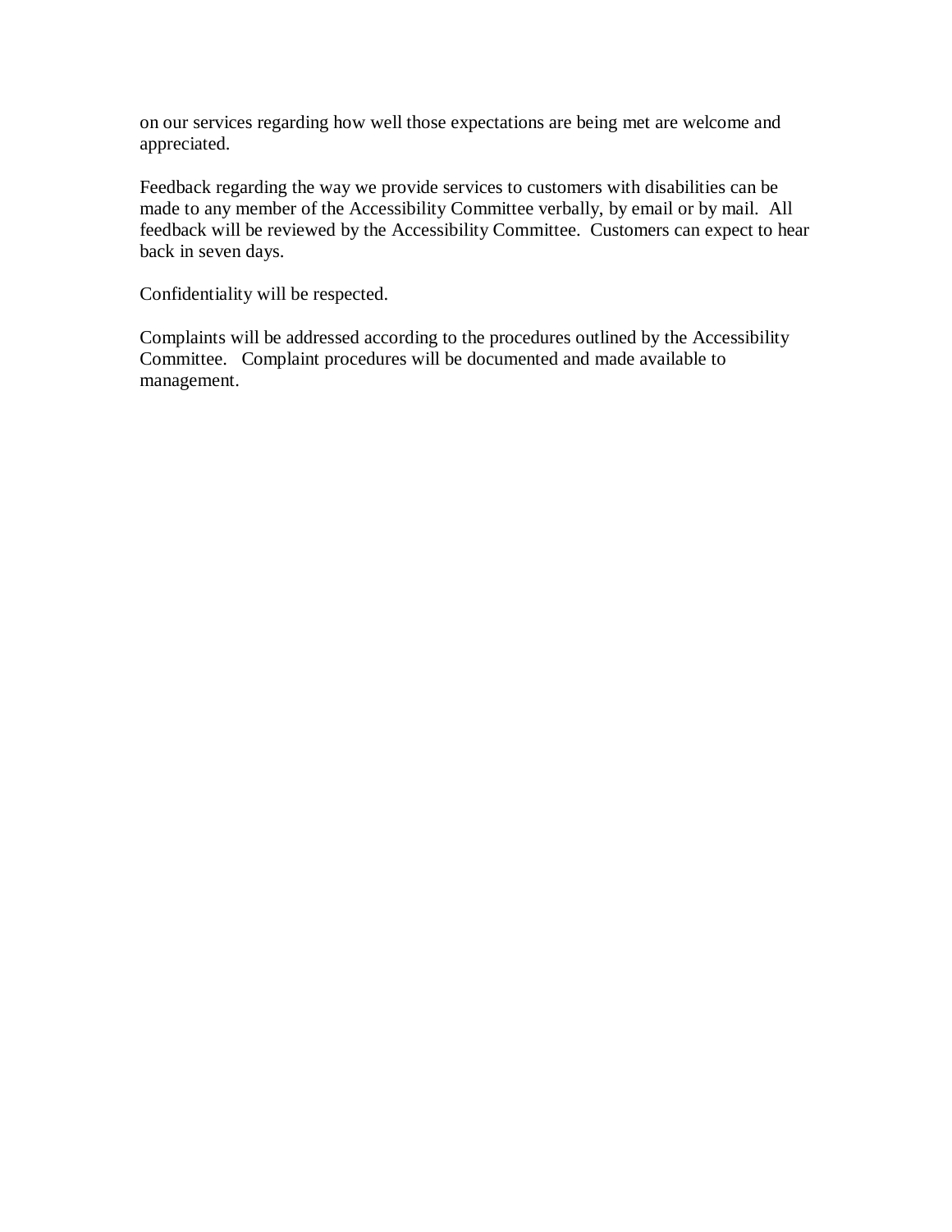on our services regarding how well those expectations are being met are welcome and appreciated.

Feedback regarding the way we provide services to customers with disabilities can be made to any member of the Accessibility Committee verbally, by email or by mail. All feedback will be reviewed by the Accessibility Committee. Customers can expect to hear back in seven days.

Confidentiality will be respected.

Complaints will be addressed according to the procedures outlined by the Accessibility Committee. Complaint procedures will be documented and made available to management.